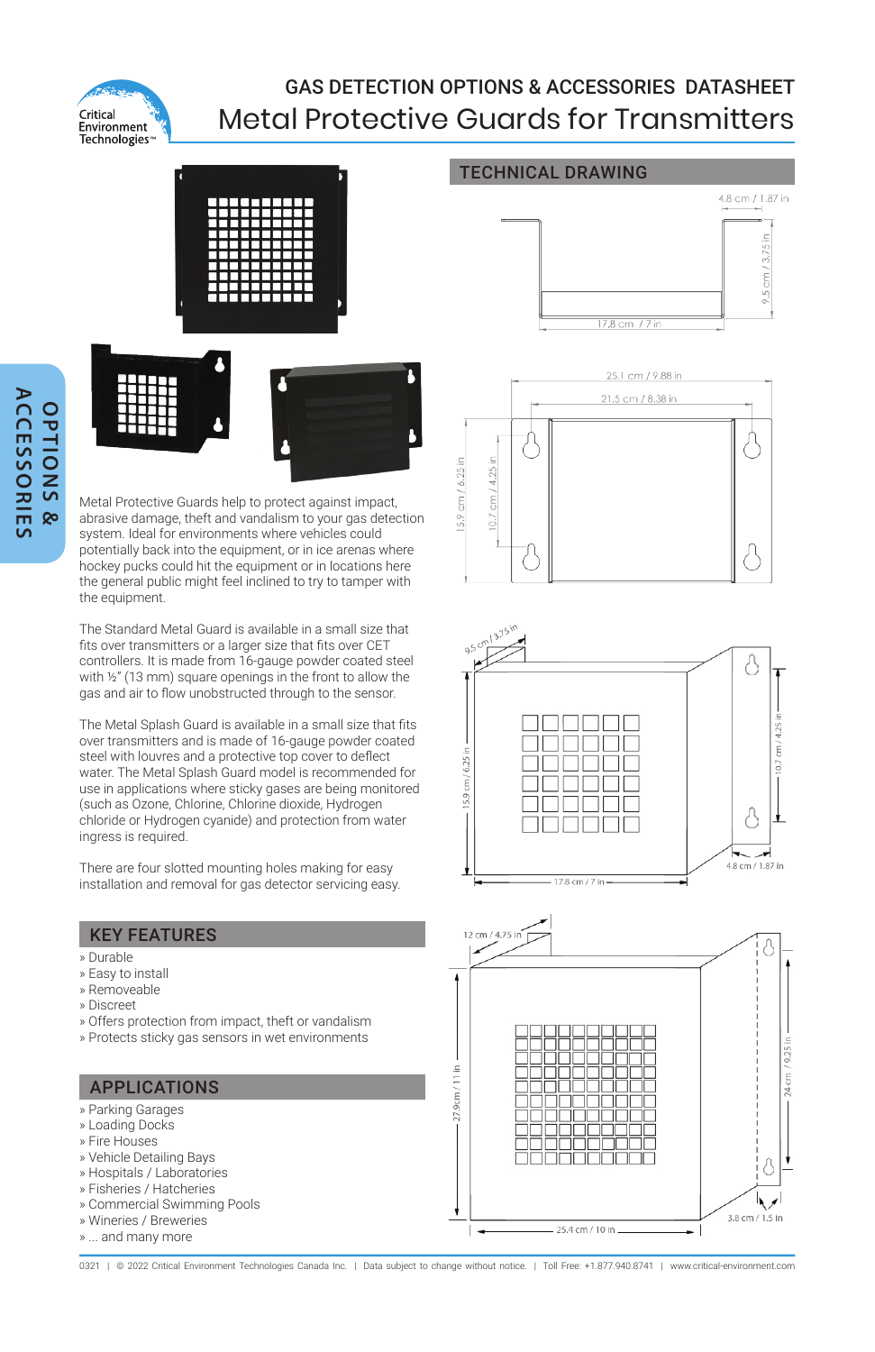GAS DETECTION OPTIONS & ACCESSORIES DATASHEET

# Metal Protective Guards for Transmitters

OPTIONS & ACCESSORIES

Metal Protective Guards help to protect against impact, abrasive damage, theft and vandalism to your gas detection system. Ideal for environments where vehicles could potentially back into the equipment, or in ice arenas where hockey pucks could hit the equipment or in locations here the general public might feel inclined to try to tamper with the equipment.

The Standard Metal Guard is available in a small size that fits over transmitters or a larger size that fits over CET controllers. It is made from 16-gauge powder coated steel with ½" (13 mm) square openings in the front to allow the gas and air to flow unobstructed through to the sensor.

The Metal Splash Guard is available in a small size that fits over transmitters and is made of 16-gauge powder coated steel with louvres and a protective top cover to deflect water. The Metal Splash Guard model is recommended for use in applications where sticky gases are being monitored (such as Ozone, Chlorine, Chlorine dioxide, Hydrogen chloride or Hydrogen cyanide) and protection from water ingress is required.

There are four slotted mounting holes making for easy installation and removal for gas detector servicing easy.

## KEY FEATURES

- Durable
- Easy to install
- Removeable
- Discreet
- Offers protection from impact, theft or vandalism
- Protects sticky gas sensors in wet environments

## APPLICATIONS

- Parking Garages
- Loading Docks
- Fire Houses
- Vehicle Detailing Bays
- Hospitals / Laboratories
- Fisheries / Hatcheries
- Commercial Swimming Pools
- Wineries / Breweries
- ... and many more

## TECHNICAL DRAWING

4.8 cm / 1.87 in
9.5 cm / 3.75 in
17.8 cm / 7 in

25.1 cm / 9.88 in
21.5 cm / 8.38 in
15.9 cm / 6.25 in
10.7 cm / 4.25 in

9.5 cm / 3.75 in
15.9 cm / 6.25 in
10.7 cm / 4.25 in
4.8 cm / 1.87 in
17.8 cm / 7 in

12 cm / 4.75 in
27.9cm / 11 in
24 cm / 9.25 in
3.8 cm / 1.5 in
25.4 cm / 10 in

0321 | © 2022 Critical Environment Technologies Canada Inc. | Data subject to change without notice. | Toll Free: +1.877.940.8741 | www.critical-environment.com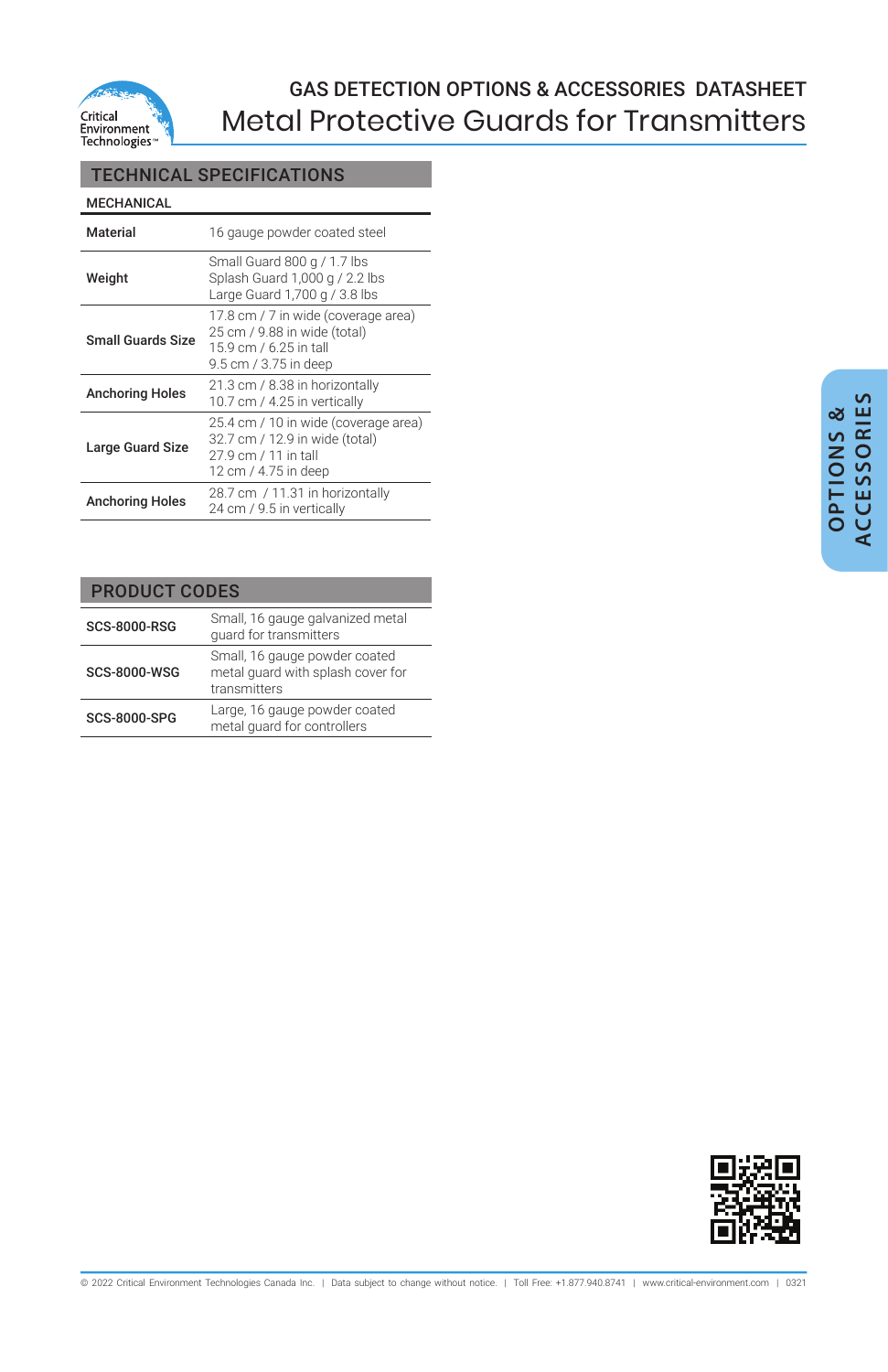GAS DETECTION OPTIONS & ACCESSORIES DATASHEET

# Metal Protective Guards for Transmitters

## TECHNICAL SPECIFICATIONS

### MECHANICAL

| | |
|---|---|
| **Material** | 16 gauge powder coated steel |
| **Weight** | Small Guard 800 g / 1.7 lbs<br>Splash Guard 1,000 g / 2.2 lbs<br>Large Guard 1,700 g / 3.8 lbs |
| **Small Guards Size** | 17.8 cm / 7 in wide (coverage area)<br>25 cm / 9.88 in wide (total)<br>15.9 cm / 6.25 in tall<br>9.5 cm / 3.75 in deep |
| **Anchoring Holes** | 21.3 cm / 8.38 in horizontally<br>10.7 cm / 4.25 in vertically |
| **Large Guard Size** | 25.4 cm / 10 in wide (coverage area)<br>32.7 cm / 12.9 in wide (total)<br>27.9 cm / 11 in tall<br>12 cm / 4.75 in deep |
| **Anchoring Holes** | 28.7 cm / 11.31 in horizontally<br>24 cm / 9.5 in vertically |

## PRODUCT CODES

| | |
|---|---|
| **SCS-8000-RSG** | Small, 16 gauge galvanized metal guard for transmitters |
| **SCS-8000-WSG** | Small, 16 gauge powder coated metal guard with splash cover for transmitters |
| **SCS-8000-SPG** | Large, 16 gauge powder coated metal guard for controllers |

OPTIONS & ACCESSORIES

© 2022 Critical Environment Technologies Canada Inc. | Data subject to change without notice. | Toll Free: +1.877.940.8741 | www.critical-environment.com | 0321